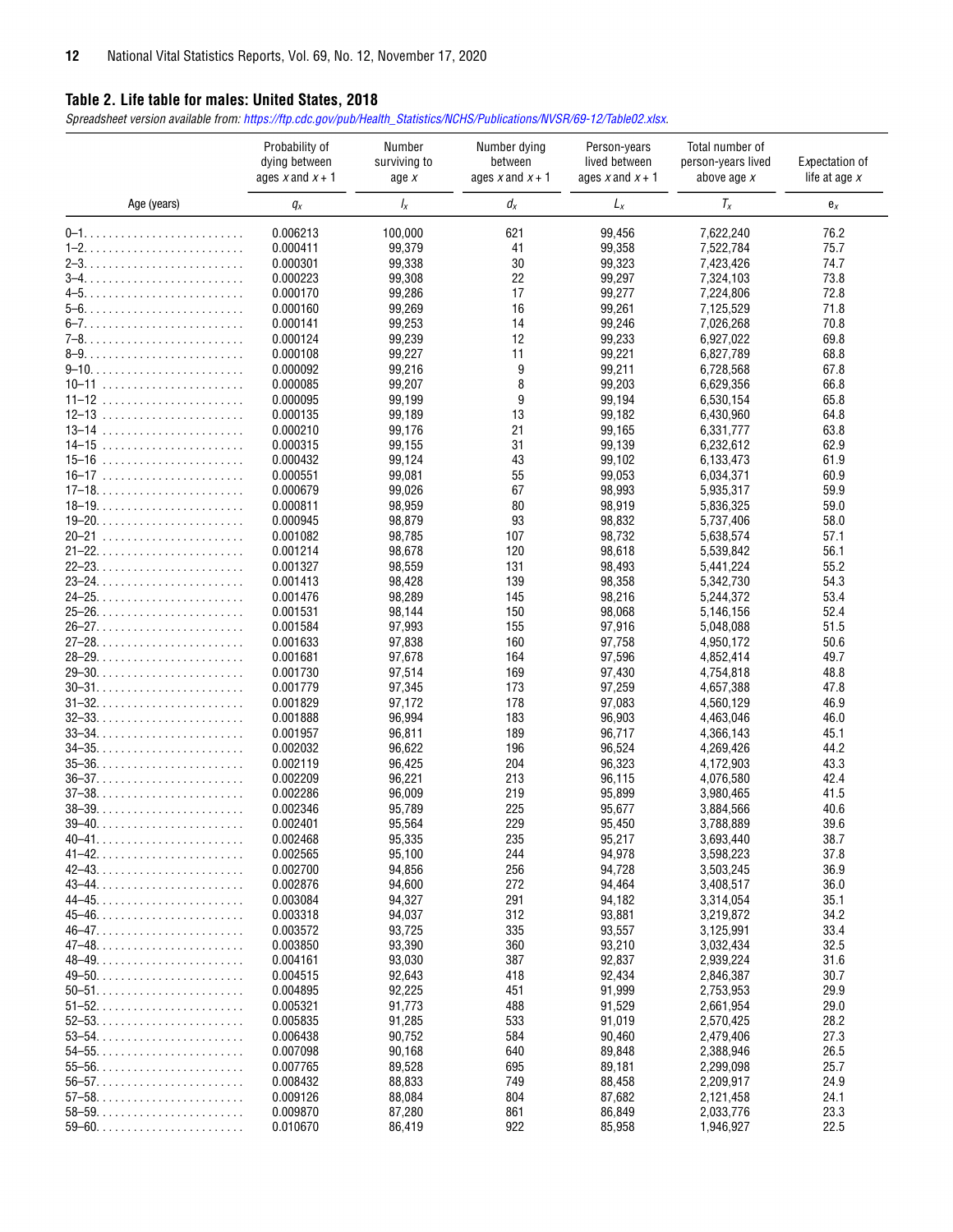## Table 2. Life table for males: United States, 2018

*Spreadsheet version available from: https://ftp.cdc.gov/pub/Health_Statistics/NCHS/Publications/NVSR/69-12/Table02.xlsx.*

| Age (years) | Probability of dying between ages $x$ and $x + 1$<br>$q_x$ | Number surviving to age $x$<br>$l_x$ | Number dying between ages $x$ and $x + 1$<br>$d_x$ | Person-years lived between ages $x$ and $x + 1$<br>$L_x$ | Total number of person-years lived above age $x$<br>$T_x$ | Expectation of life at age $x$<br>$e_x$ |
|---|---|---|---|---|---|---|
| 0–1 | 0.006213 | 100,000 | 621 | 99,456 | 7,622,240 | 76.2 |
| 1–2 | 0.000411 | 99,379 | 41 | 99,358 | 7,522,784 | 75.7 |
| 2–3 | 0.000301 | 99,338 | 30 | 99,323 | 7,423,426 | 74.7 |
| 3–4 | 0.000223 | 99,308 | 22 | 99,297 | 7,324,103 | 73.8 |
| 4–5 | 0.000170 | 99,286 | 17 | 99,277 | 7,224,806 | 72.8 |
| 5–6 | 0.000160 | 99,269 | 16 | 99,261 | 7,125,529 | 71.8 |
| 6–7 | 0.000141 | 99,253 | 14 | 99,246 | 7,026,268 | 70.8 |
| 7–8 | 0.000124 | 99,239 | 12 | 99,233 | 6,927,022 | 69.8 |
| 8–9 | 0.000108 | 99,227 | 11 | 99,221 | 6,827,789 | 68.8 |
| 9–10 | 0.000092 | 99,216 | 9 | 99,211 | 6,728,568 | 67.8 |
| 10–11 | 0.000085 | 99,207 | 8 | 99,203 | 6,629,356 | 66.8 |
| 11–12 | 0.000095 | 99,199 | 9 | 99,194 | 6,530,154 | 65.8 |
| 12–13 | 0.000135 | 99,189 | 13 | 99,182 | 6,430,960 | 64.8 |
| 13–14 | 0.000210 | 99,176 | 21 | 99,165 | 6,331,777 | 63.8 |
| 14–15 | 0.000315 | 99,155 | 31 | 99,139 | 6,232,612 | 62.9 |
| 15–16 | 0.000432 | 99,124 | 43 | 99,102 | 6,133,473 | 61.9 |
| 16–17 | 0.000551 | 99,081 | 55 | 99,053 | 6,034,371 | 60.9 |
| 17–18 | 0.000679 | 99,026 | 67 | 98,993 | 5,935,317 | 59.9 |
| 18–19 | 0.000811 | 98,959 | 80 | 98,919 | 5,836,325 | 59.0 |
| 19–20 | 0.000945 | 98,879 | 93 | 98,832 | 5,737,406 | 58.0 |
| 20–21 | 0.001082 | 98,785 | 107 | 98,732 | 5,638,574 | 57.1 |
| 21–22 | 0.001214 | 98,678 | 120 | 98,618 | 5,539,842 | 56.1 |
| 22–23 | 0.001327 | 98,559 | 131 | 98,493 | 5,441,224 | 55.2 |
| 23–24 | 0.001413 | 98,428 | 139 | 98,358 | 5,342,730 | 54.3 |
| 24–25 | 0.001476 | 98,289 | 145 | 98,216 | 5,244,372 | 53.4 |
| 25–26 | 0.001531 | 98,144 | 150 | 98,068 | 5,146,156 | 52.4 |
| 26–27 | 0.001584 | 97,993 | 155 | 97,916 | 5,048,088 | 51.5 |
| 27–28 | 0.001633 | 97,838 | 160 | 97,758 | 4,950,172 | 50.6 |
| 28–29 | 0.001681 | 97,678 | 164 | 97,596 | 4,852,414 | 49.7 |
| 29–30 | 0.001730 | 97,514 | 169 | 97,430 | 4,754,818 | 48.8 |
| 30–31 | 0.001779 | 97,345 | 173 | 97,259 | 4,657,388 | 47.8 |
| 31–32 | 0.001829 | 97,172 | 178 | 97,083 | 4,560,129 | 46.9 |
| 32–33 | 0.001888 | 96,994 | 183 | 96,903 | 4,463,046 | 46.0 |
| 33–34 | 0.001957 | 96,811 | 189 | 96,717 | 4,366,143 | 45.1 |
| 34–35 | 0.002032 | 96,622 | 196 | 96,524 | 4,269,426 | 44.2 |
| 35–36 | 0.002119 | 96,425 | 204 | 96,323 | 4,172,903 | 43.3 |
| 36–37 | 0.002209 | 96,221 | 213 | 96,115 | 4,076,580 | 42.4 |
| 37–38 | 0.002286 | 96,009 | 219 | 95,899 | 3,980,465 | 41.5 |
| 38–39 | 0.002346 | 95,789 | 225 | 95,677 | 3,884,566 | 40.6 |
| 39–40 | 0.002401 | 95,564 | 229 | 95,450 | 3,788,889 | 39.6 |
| 40–41 | 0.002468 | 95,335 | 235 | 95,217 | 3,693,440 | 38.7 |
| 41–42 | 0.002565 | 95,100 | 244 | 94,978 | 3,598,223 | 37.8 |
| 42–43 | 0.002700 | 94,856 | 256 | 94,728 | 3,503,245 | 36.9 |
| 43–44 | 0.002876 | 94,600 | 272 | 94,464 | 3,408,517 | 36.0 |
| 44–45 | 0.003084 | 94,327 | 291 | 94,182 | 3,314,054 | 35.1 |
| 45–46 | 0.003318 | 94,037 | 312 | 93,881 | 3,219,872 | 34.2 |
| 46–47 | 0.003572 | 93,725 | 335 | 93,557 | 3,125,991 | 33.4 |
| 47–48 | 0.003850 | 93,390 | 360 | 93,210 | 3,032,434 | 32.5 |
| 48–49 | 0.004161 | 93,030 | 387 | 92,837 | 2,939,224 | 31.6 |
| 49–50 | 0.004515 | 92,643 | 418 | 92,434 | 2,846,387 | 30.7 |
| 50–51 | 0.004895 | 92,225 | 451 | 91,999 | 2,753,953 | 29.9 |
| 51–52 | 0.005321 | 91,773 | 488 | 91,529 | 2,661,954 | 29.0 |
| 52–53 | 0.005835 | 91,285 | 533 | 91,019 | 2,570,425 | 28.2 |
| 53–54 | 0.006438 | 90,752 | 584 | 90,460 | 2,479,406 | 27.3 |
| 54–55 | 0.007098 | 90,168 | 640 | 89,848 | 2,388,946 | 26.5 |
| 55–56 | 0.007765 | 89,528 | 695 | 89,181 | 2,299,098 | 25.7 |
| 56–57 | 0.008432 | 88,833 | 749 | 88,458 | 2,209,917 | 24.9 |
| 57–58 | 0.009126 | 88,084 | 804 | 87,682 | 2,121,458 | 24.1 |
| 58–59 | 0.009870 | 87,280 | 861 | 86,849 | 2,033,776 | 23.3 |
| 59–60 | 0.010670 | 86,419 | 922 | 85,958 | 1,946,927 | 22.5 |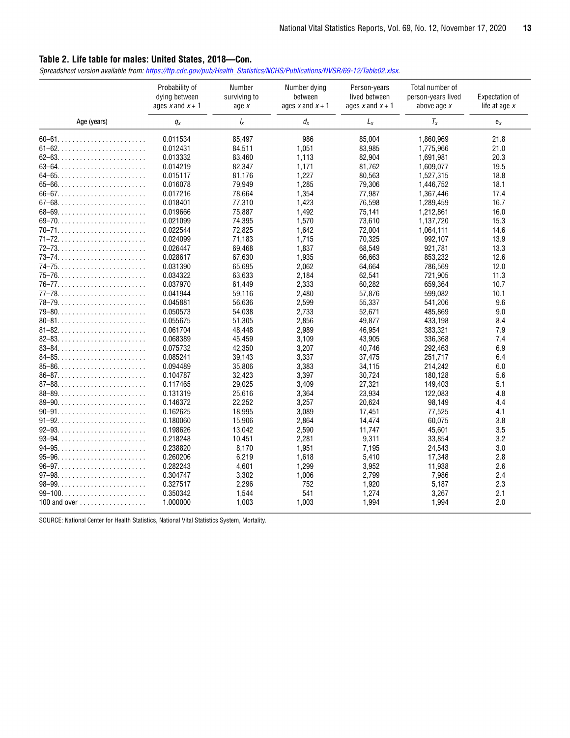## Table 2. Life table for males: United States, 2018—Con.

*Spreadsheet version available from: https://ftp.cdc.gov/pub/Health_Statistics/NCHS/Publications/NVSR/69-12/Table02.xlsx.*

| Age (years) | Probability of dying between ages $x$ and $x + 1$ | Number surviving to age $x$ | Number dying between ages $x$ and $x + 1$ | Person-years lived between ages $x$ and $x + 1$ | Total number of person-years lived above age $x$ | Expectation of life at age $x$ |
|---|---|---|---|---|---|---|
| | $q_x$ | $l_x$ | $d_x$ | $L_x$ | $T_x$ | $e_x$ |
| 60–61 | 0.011534 | 85,497 | 986 | 85,004 | 1,860,969 | 21.8 |
| 61–62 | 0.012431 | 84,511 | 1,051 | 83,985 | 1,775,966 | 21.0 |
| 62–63 | 0.013332 | 83,460 | 1,113 | 82,904 | 1,691,981 | 20.3 |
| 63–64 | 0.014219 | 82,347 | 1,171 | 81,762 | 1,609,077 | 19.5 |
| 64–65 | 0.015117 | 81,176 | 1,227 | 80,563 | 1,527,315 | 18.8 |
| 65–66 | 0.016078 | 79,949 | 1,285 | 79,306 | 1,446,752 | 18.1 |
| 66–67 | 0.017216 | 78,664 | 1,354 | 77,987 | 1,367,446 | 17.4 |
| 67–68 | 0.018401 | 77,310 | 1,423 | 76,598 | 1,289,459 | 16.7 |
| 68–69 | 0.019666 | 75,887 | 1,492 | 75,141 | 1,212,861 | 16.0 |
| 69–70 | 0.021099 | 74,395 | 1,570 | 73,610 | 1,137,720 | 15.3 |
| 70–71 | 0.022544 | 72,825 | 1,642 | 72,004 | 1,064,111 | 14.6 |
| 71–72 | 0.024099 | 71,183 | 1,715 | 70,325 | 992,107 | 13.9 |
| 72–73 | 0.026447 | 69,468 | 1,837 | 68,549 | 921,781 | 13.3 |
| 73–74 | 0.028617 | 67,630 | 1,935 | 66,663 | 853,232 | 12.6 |
| 74–75 | 0.031390 | 65,695 | 2,062 | 64,664 | 786,569 | 12.0 |
| 75–76 | 0.034322 | 63,633 | 2,184 | 62,541 | 721,905 | 11.3 |
| 76–77 | 0.037970 | 61,449 | 2,333 | 60,282 | 659,364 | 10.7 |
| 77–78 | 0.041944 | 59,116 | 2,480 | 57,876 | 599,082 | 10.1 |
| 78–79 | 0.045881 | 56,636 | 2,599 | 55,337 | 541,206 | 9.6 |
| 79–80 | 0.050573 | 54,038 | 2,733 | 52,671 | 485,869 | 9.0 |
| 80–81 | 0.055675 | 51,305 | 2,856 | 49,877 | 433,198 | 8.4 |
| 81–82 | 0.061704 | 48,448 | 2,989 | 46,954 | 383,321 | 7.9 |
| 82–83 | 0.068389 | 45,459 | 3,109 | 43,905 | 336,368 | 7.4 |
| 83–84 | 0.075732 | 42,350 | 3,207 | 40,746 | 292,463 | 6.9 |
| 84–85 | 0.085241 | 39,143 | 3,337 | 37,475 | 251,717 | 6.4 |
| 85–86 | 0.094489 | 35,806 | 3,383 | 34,115 | 214,242 | 6.0 |
| 86–87 | 0.104787 | 32,423 | 3,397 | 30,724 | 180,128 | 5.6 |
| 87–88 | 0.117465 | 29,025 | 3,409 | 27,321 | 149,403 | 5.1 |
| 88–89 | 0.131319 | 25,616 | 3,364 | 23,934 | 122,083 | 4.8 |
| 89–90 | 0.146372 | 22,252 | 3,257 | 20,624 | 98,149 | 4.4 |
| 90–91 | 0.162625 | 18,995 | 3,089 | 17,451 | 77,525 | 4.1 |
| 91–92 | 0.180060 | 15,906 | 2,864 | 14,474 | 60,075 | 3.8 |
| 92–93 | 0.198626 | 13,042 | 2,590 | 11,747 | 45,601 | 3.5 |
| 93–94 | 0.218248 | 10,451 | 2,281 | 9,311 | 33,854 | 3.2 |
| 94–95 | 0.238820 | 8,170 | 1,951 | 7,195 | 24,543 | 3.0 |
| 95–96 | 0.260206 | 6,219 | 1,618 | 5,410 | 17,348 | 2.8 |
| 96–97 | 0.282243 | 4,601 | 1,299 | 3,952 | 11,938 | 2.6 |
| 97–98 | 0.304747 | 3,302 | 1,006 | 2,799 | 7,986 | 2.4 |
| 98–99 | 0.327517 | 2,296 | 752 | 1,920 | 5,187 | 2.3 |
| 99–100 | 0.350342 | 1,544 | 541 | 1,274 | 3,267 | 2.1 |
| 100 and over | 1.000000 | 1,003 | 1,003 | 1,994 | 1,994 | 2.0 |

SOURCE: National Center for Health Statistics, National Vital Statistics System, Mortality.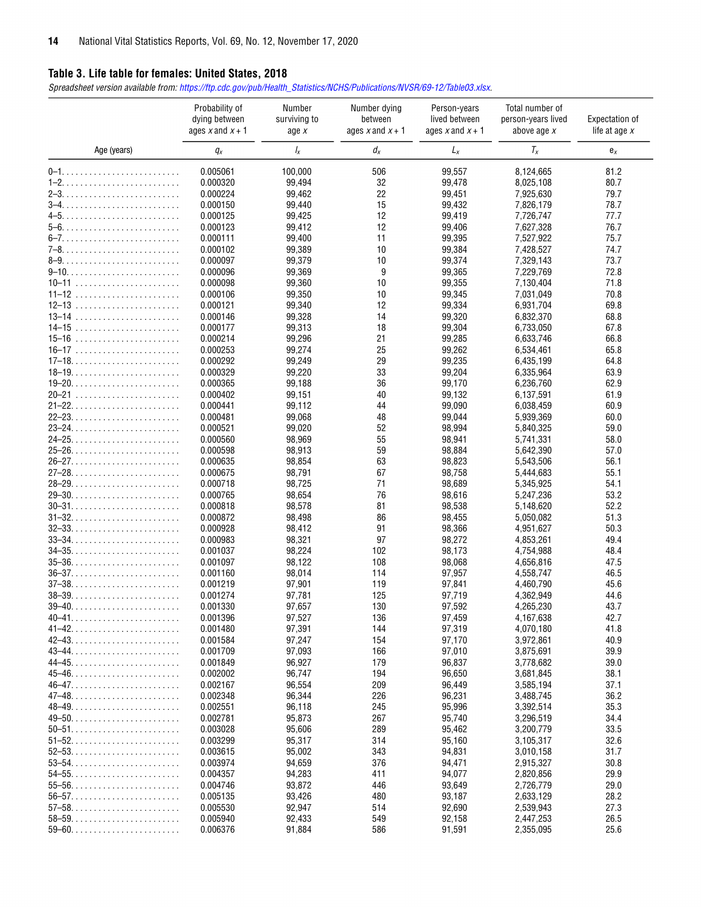## Table 3. Life table for females: United States, 2018

*Spreadsheet version available from: https://ftp.cdc.gov/pub/Health_Statistics/NCHS/Publications/NVSR/69-12/Table03.xlsx.*

| Age (years) | Probability of dying between ages $x$ and $x + 1$ <br> $q_x$ | Number surviving to age $x$ <br> $l_x$ | Number dying between ages $x$ and $x + 1$ <br> $d_x$ | Person-years lived between ages $x$ and $x + 1$ <br> $L_x$ | Total number of person-years lived above age $x$ <br> $T_x$ | Expectation of life at age $x$ <br> $e_x$ |
|---|---|---|---|---|---|---|
| 0–1 | 0.005061 | 100,000 | 506 | 99,557 | 8,124,665 | 81.2 |
| 1–2 | 0.000320 | 99,494 | 32 | 99,478 | 8,025,108 | 80.7 |
| 2–3 | 0.000224 | 99,462 | 22 | 99,451 | 7,925,630 | 79.7 |
| 3–4 | 0.000150 | 99,440 | 15 | 99,432 | 7,826,179 | 78.7 |
| 4–5 | 0.000125 | 99,425 | 12 | 99,419 | 7,726,747 | 77.7 |
| 5–6 | 0.000123 | 99,412 | 12 | 99,406 | 7,627,328 | 76.7 |
| 6–7 | 0.000111 | 99,400 | 11 | 99,395 | 7,527,922 | 75.7 |
| 7–8 | 0.000102 | 99,389 | 10 | 99,384 | 7,428,527 | 74.7 |
| 8–9 | 0.000097 | 99,379 | 10 | 99,374 | 7,329,143 | 73.7 |
| 9–10 | 0.000096 | 99,369 | 9 | 99,365 | 7,229,769 | 72.8 |
| 10–11 | 0.000098 | 99,360 | 10 | 99,355 | 7,130,404 | 71.8 |
| 11–12 | 0.000106 | 99,350 | 10 | 99,345 | 7,031,049 | 70.8 |
| 12–13 | 0.000121 | 99,340 | 12 | 99,334 | 6,931,704 | 69.8 |
| 13–14 | 0.000146 | 99,328 | 14 | 99,320 | 6,832,370 | 68.8 |
| 14–15 | 0.000177 | 99,313 | 18 | 99,304 | 6,733,050 | 67.8 |
| 15–16 | 0.000214 | 99,296 | 21 | 99,285 | 6,633,746 | 66.8 |
| 16–17 | 0.000253 | 99,274 | 25 | 99,262 | 6,534,461 | 65.8 |
| 17–18 | 0.000292 | 99,249 | 29 | 99,235 | 6,435,199 | 64.8 |
| 18–19 | 0.000329 | 99,220 | 33 | 99,204 | 6,335,964 | 63.9 |
| 19–20 | 0.000365 | 99,188 | 36 | 99,170 | 6,236,760 | 62.9 |
| 20–21 | 0.000402 | 99,151 | 40 | 99,132 | 6,137,591 | 61.9 |
| 21–22 | 0.000441 | 99,112 | 44 | 99,090 | 6,038,459 | 60.9 |
| 22–23 | 0.000481 | 99,068 | 48 | 99,044 | 5,939,369 | 60.0 |
| 23–24 | 0.000521 | 99,020 | 52 | 98,994 | 5,840,325 | 59.0 |
| 24–25 | 0.000560 | 98,969 | 55 | 98,941 | 5,741,331 | 58.0 |
| 25–26 | 0.000598 | 98,913 | 59 | 98,884 | 5,642,390 | 57.0 |
| 26–27 | 0.000635 | 98,854 | 63 | 98,823 | 5,543,506 | 56.1 |
| 27–28 | 0.000675 | 98,791 | 67 | 98,758 | 5,444,683 | 55.1 |
| 28–29 | 0.000718 | 98,725 | 71 | 98,689 | 5,345,925 | 54.1 |
| 29–30 | 0.000765 | 98,654 | 76 | 98,616 | 5,247,236 | 53.2 |
| 30–31 | 0.000818 | 98,578 | 81 | 98,538 | 5,148,620 | 52.2 |
| 31–32 | 0.000872 | 98,498 | 86 | 98,455 | 5,050,082 | 51.3 |
| 32–33 | 0.000928 | 98,412 | 91 | 98,366 | 4,951,627 | 50.3 |
| 33–34 | 0.000983 | 98,321 | 97 | 98,272 | 4,853,261 | 49.4 |
| 34–35 | 0.001037 | 98,224 | 102 | 98,173 | 4,754,988 | 48.4 |
| 35–36 | 0.001097 | 98,122 | 108 | 98,068 | 4,656,816 | 47.5 |
| 36–37 | 0.001160 | 98,014 | 114 | 97,957 | 4,558,747 | 46.5 |
| 37–38 | 0.001219 | 97,901 | 119 | 97,841 | 4,460,790 | 45.6 |
| 38–39 | 0.001274 | 97,781 | 125 | 97,719 | 4,362,949 | 44.6 |
| 39–40 | 0.001330 | 97,657 | 130 | 97,592 | 4,265,230 | 43.7 |
| 40–41 | 0.001396 | 97,527 | 136 | 97,459 | 4,167,638 | 42.7 |
| 41–42 | 0.001480 | 97,391 | 144 | 97,319 | 4,070,180 | 41.8 |
| 42–43 | 0.001584 | 97,247 | 154 | 97,170 | 3,972,861 | 40.9 |
| 43–44 | 0.001709 | 97,093 | 166 | 97,010 | 3,875,691 | 39.9 |
| 44–45 | 0.001849 | 96,927 | 179 | 96,837 | 3,778,682 | 39.0 |
| 45–46 | 0.002002 | 96,747 | 194 | 96,650 | 3,681,845 | 38.1 |
| 46–47 | 0.002167 | 96,554 | 209 | 96,449 | 3,585,194 | 37.1 |
| 47–48 | 0.002348 | 96,344 | 226 | 96,231 | 3,488,745 | 36.2 |
| 48–49 | 0.002551 | 96,118 | 245 | 95,996 | 3,392,514 | 35.3 |
| 49–50 | 0.002781 | 95,873 | 267 | 95,740 | 3,296,519 | 34.4 |
| 50–51 | 0.003028 | 95,606 | 289 | 95,462 | 3,200,779 | 33.5 |
| 51–52 | 0.003299 | 95,317 | 314 | 95,160 | 3,105,317 | 32.6 |
| 52–53 | 0.003615 | 95,002 | 343 | 94,831 | 3,010,158 | 31.7 |
| 53–54 | 0.003974 | 94,659 | 376 | 94,471 | 2,915,327 | 30.8 |
| 54–55 | 0.004357 | 94,283 | 411 | 94,077 | 2,820,856 | 29.9 |
| 55–56 | 0.004746 | 93,872 | 446 | 93,649 | 2,726,779 | 29.0 |
| 56–57 | 0.005135 | 93,426 | 480 | 93,187 | 2,633,129 | 28.2 |
| 57–58 | 0.005530 | 92,947 | 514 | 92,690 | 2,539,943 | 27.3 |
| 58–59 | 0.005940 | 92,433 | 549 | 92,158 | 2,447,253 | 26.5 |
| 59–60 | 0.006376 | 91,884 | 586 | 91,591 | 2,355,095 | 25.6 |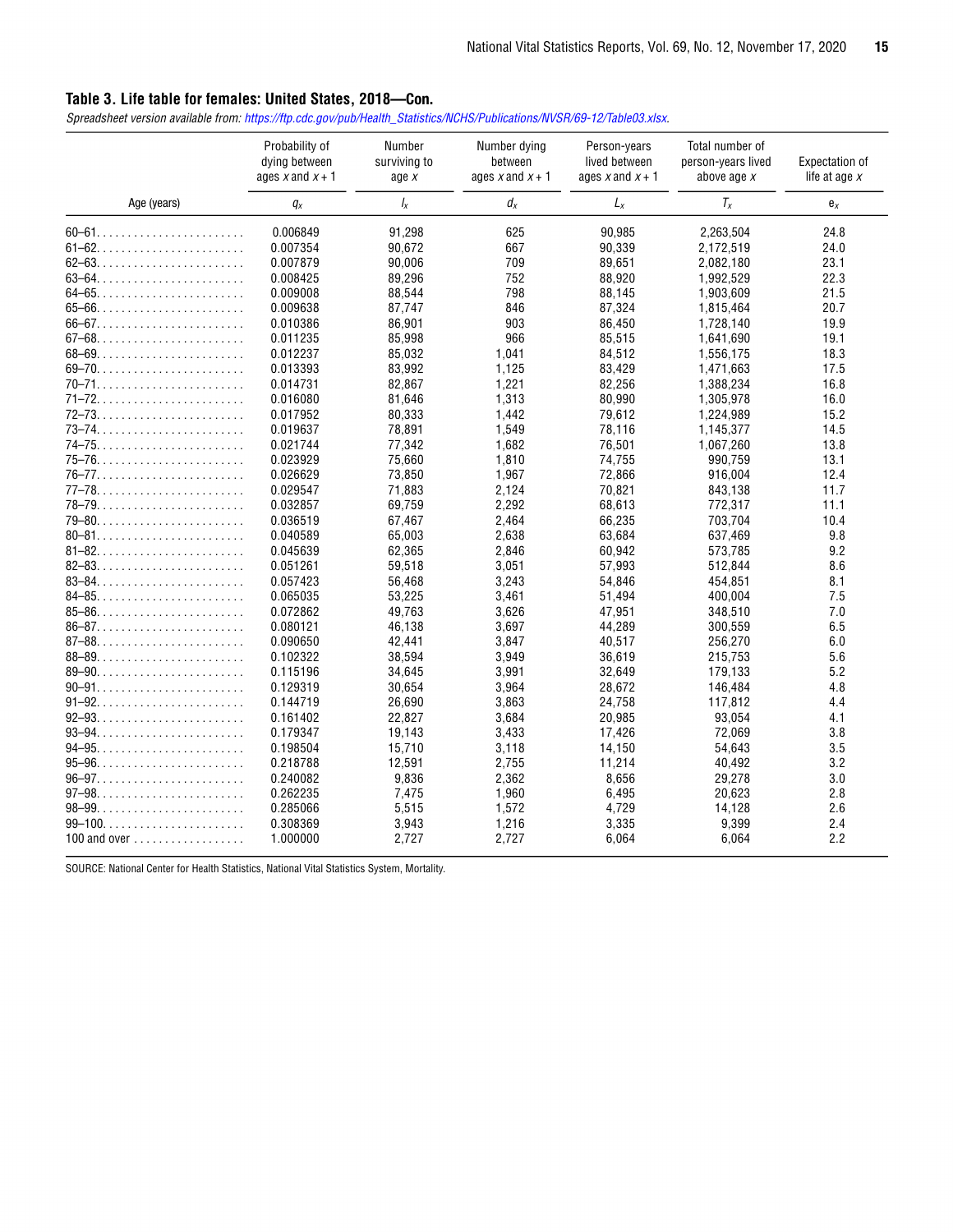### Table 3. Life table for females: United States, 2018—Con.

*Spreadsheet version available from: https://ftp.cdc.gov/pub/Health_Statistics/NCHS/Publications/NVSR/69-12/Table03.xlsx.*

| Age (years) | Probability of dying between ages $x$ and $x + 1$ $q_x$ | Number surviving to age $x$ $l_x$ | Number dying between ages $x$ and $x + 1$ $d_x$ | Person-years lived between ages $x$ and $x + 1$ $L_x$ | Total number of person-years lived above age $x$ $T_x$ | Expectation of life at age $x$ $e_x$ |
|---|---|---|---|---|---|---|
| 60–61 | 0.006849 | 91,298 | 625 | 90,985 | 2,263,504 | 24.8 |
| 61–62 | 0.007354 | 90,672 | 667 | 90,339 | 2,172,519 | 24.0 |
| 62–63 | 0.007879 | 90,006 | 709 | 89,651 | 2,082,180 | 23.1 |
| 63–64 | 0.008425 | 89,296 | 752 | 88,920 | 1,992,529 | 22.3 |
| 64–65 | 0.009008 | 88,544 | 798 | 88,145 | 1,903,609 | 21.5 |
| 65–66 | 0.009638 | 87,747 | 846 | 87,324 | 1,815,464 | 20.7 |
| 66–67 | 0.010386 | 86,901 | 903 | 86,450 | 1,728,140 | 19.9 |
| 67–68 | 0.011235 | 85,998 | 966 | 85,515 | 1,641,690 | 19.1 |
| 68–69 | 0.012237 | 85,032 | 1,041 | 84,512 | 1,556,175 | 18.3 |
| 69–70 | 0.013393 | 83,992 | 1,125 | 83,429 | 1,471,663 | 17.5 |
| 70–71 | 0.014731 | 82,867 | 1,221 | 82,256 | 1,388,234 | 16.8 |
| 71–72 | 0.016080 | 81,646 | 1,313 | 80,990 | 1,305,978 | 16.0 |
| 72–73 | 0.017952 | 80,333 | 1,442 | 79,612 | 1,224,989 | 15.2 |
| 73–74 | 0.019637 | 78,891 | 1,549 | 78,116 | 1,145,377 | 14.5 |
| 74–75 | 0.021744 | 77,342 | 1,682 | 76,501 | 1,067,260 | 13.8 |
| 75–76 | 0.023929 | 75,660 | 1,810 | 74,755 | 990,759 | 13.1 |
| 76–77 | 0.026629 | 73,850 | 1,967 | 72,866 | 916,004 | 12.4 |
| 77–78 | 0.029547 | 71,883 | 2,124 | 70,821 | 843,138 | 11.7 |
| 78–79 | 0.032857 | 69,759 | 2,292 | 68,613 | 772,317 | 11.1 |
| 79–80 | 0.036519 | 67,467 | 2,464 | 66,235 | 703,704 | 10.4 |
| 80–81 | 0.040589 | 65,003 | 2,638 | 63,684 | 637,469 | 9.8 |
| 81–82 | 0.045639 | 62,365 | 2,846 | 60,942 | 573,785 | 9.2 |
| 82–83 | 0.051261 | 59,518 | 3,051 | 57,993 | 512,844 | 8.6 |
| 83–84 | 0.057423 | 56,468 | 3,243 | 54,846 | 454,851 | 8.1 |
| 84–85 | 0.065035 | 53,225 | 3,461 | 51,494 | 400,004 | 7.5 |
| 85–86 | 0.072862 | 49,763 | 3,626 | 47,951 | 348,510 | 7.0 |
| 86–87 | 0.080121 | 46,138 | 3,697 | 44,289 | 300,559 | 6.5 |
| 87–88 | 0.090650 | 42,441 | 3,847 | 40,517 | 256,270 | 6.0 |
| 88–89 | 0.102322 | 38,594 | 3,949 | 36,619 | 215,753 | 5.6 |
| 89–90 | 0.115196 | 34,645 | 3,991 | 32,649 | 179,133 | 5.2 |
| 90–91 | 0.129319 | 30,654 | 3,964 | 28,672 | 146,484 | 4.8 |
| 91–92 | 0.144719 | 26,690 | 3,863 | 24,758 | 117,812 | 4.4 |
| 92–93 | 0.161402 | 22,827 | 3,684 | 20,985 | 93,054 | 4.1 |
| 93–94 | 0.179347 | 19,143 | 3,433 | 17,426 | 72,069 | 3.8 |
| 94–95 | 0.198504 | 15,710 | 3,118 | 14,150 | 54,643 | 3.5 |
| 95–96 | 0.218788 | 12,591 | 2,755 | 11,214 | 40,492 | 3.2 |
| 96–97 | 0.240082 | 9,836 | 2,362 | 8,656 | 29,278 | 3.0 |
| 97–98 | 0.262235 | 7,475 | 1,960 | 6,495 | 20,623 | 2.8 |
| 98–99 | 0.285066 | 5,515 | 1,572 | 4,729 | 14,128 | 2.6 |
| 99–100 | 0.308369 | 3,943 | 1,216 | 3,335 | 9,399 | 2.4 |
| 100 and over | 1.000000 | 2,727 | 2,727 | 6,064 | 6,064 | 2.2 |

SOURCE: National Center for Health Statistics, National Vital Statistics System, Mortality.